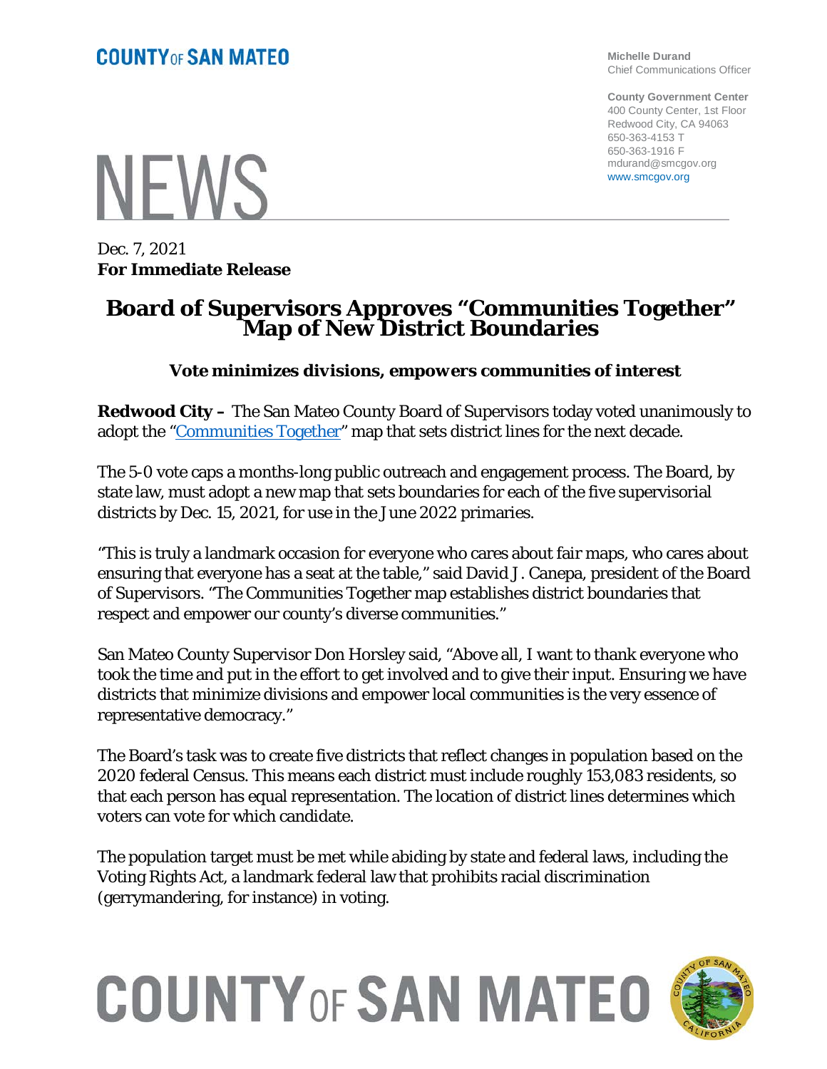**COUNTY OF SAN MATEO**

**Michelle Durand**
Chief Communications Officer

**County Government Center**
400 County Center, 1st Floor
Redwood City, CA 94063
650-363-4153 T
650-363-1916 F
mdurand@smcgov.org
www.smcgov.org

# NEWS

Dec. 7, 2021
**For Immediate Release**

## Board of Supervisors Approves "Communities Together" Map of New District Boundaries

### *Vote minimizes divisions, empowers communities of interest*

**Redwood City –** The San Mateo County Board of Supervisors today voted unanimously to adopt the "Communities Together" map that sets district lines for the next decade.

The 5-0 vote caps a months-long public outreach and engagement process. The Board, by state law, must adopt a new map that sets boundaries for each of the five supervisorial districts by Dec. 15, 2021, for use in the June 2022 primaries.

"This is truly a landmark occasion for everyone who cares about fair maps, who cares about ensuring that everyone has a seat at the table," said David J. Canepa, president of the Board of Supervisors. "The Communities Together map establishes district boundaries that respect and empower our county's diverse communities."

San Mateo County Supervisor Don Horsley said, "Above all, I want to thank everyone who took the time and put in the effort to get involved and to give their input. Ensuring we have districts that minimize divisions and empower local communities is the very essence of representative democracy."

The Board's task was to create five districts that reflect changes in population based on the 2020 federal Census. This means each district must include roughly 153,083 residents, so that each person has equal representation. The location of district lines determines which voters can vote for which candidate.

The population target must be met while abiding by state and federal laws, including the Voting Rights Act, a landmark federal law that prohibits racial discrimination (gerrymandering, for instance) in voting.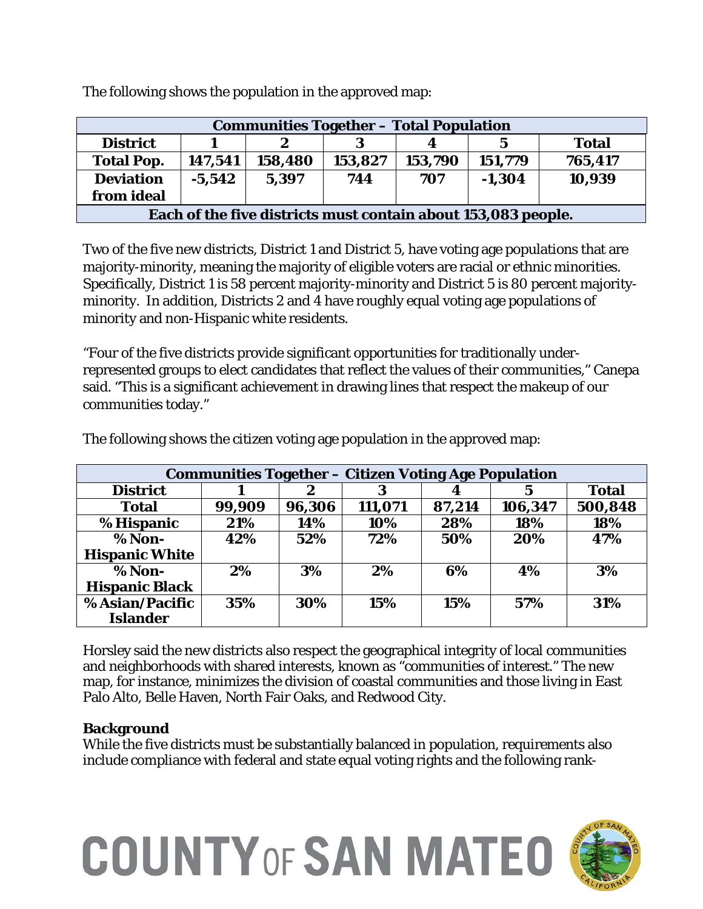The following shows the population in the approved map:

| Communities Together – Total Population | | | | | | |
|---|---|---|---|---|---|---|
| **District** | **1** | **2** | **3** | **4** | **5** | **Total** |
| **Total Pop.** | **147,541** | **158,480** | **153,827** | **153,790** | **151,779** | **765,417** |
| **Deviation from ideal** | **-5,542** | **5,397** | **744** | **707** | **-1,304** | **10,939** |
| **Each of the five districts must contain about 153,083 people.** | | | | | | |

Two of the five new districts, District 1 and District 5, have voting age populations that are majority-minority, meaning the majority of eligible voters are racial or ethnic minorities. Specifically, District 1 is 58 percent majority-minority and District 5 is 80 percent majority-minority. In addition, Districts 2 and 4 have roughly equal voting age populations of minority and non-Hispanic white residents.

"Four of the five districts provide significant opportunities for traditionally under-represented groups to elect candidates that reflect the values of their communities," Canepa said. "This is a significant achievement in drawing lines that respect the makeup of our communities today."

The following shows the citizen voting age population in the approved map:

| Communities Together – Citizen Voting Age Population | | | | | | |
|---|---|---|---|---|---|---|
| **District** | **1** | **2** | **3** | **4** | **5** | **Total** |
| **Total** | **99,909** | **96,306** | **111,071** | **87,214** | **106,347** | **500,848** |
| **% Hispanic** | **21%** | **14%** | **10%** | **28%** | **18%** | **18%** |
| **% Non-Hispanic White** | **42%** | **52%** | **72%** | **50%** | **20%** | **47%** |
| **% Non-Hispanic Black** | **2%** | **3%** | **2%** | **6%** | **4%** | **3%** |
| **% Asian/Pacific Islander** | **35%** | **30%** | **15%** | **15%** | **57%** | **31%** |

Horsley said the new districts also respect the geographical integrity of local communities and neighborhoods with shared interests, known as "communities of interest." The new map, for instance, minimizes the division of coastal communities and those living in East Palo Alto, Belle Haven, North Fair Oaks, and Redwood City.

**Background**

While the five districts must be substantially balanced in population, requirements also include compliance with federal and state equal voting rights and the following rank-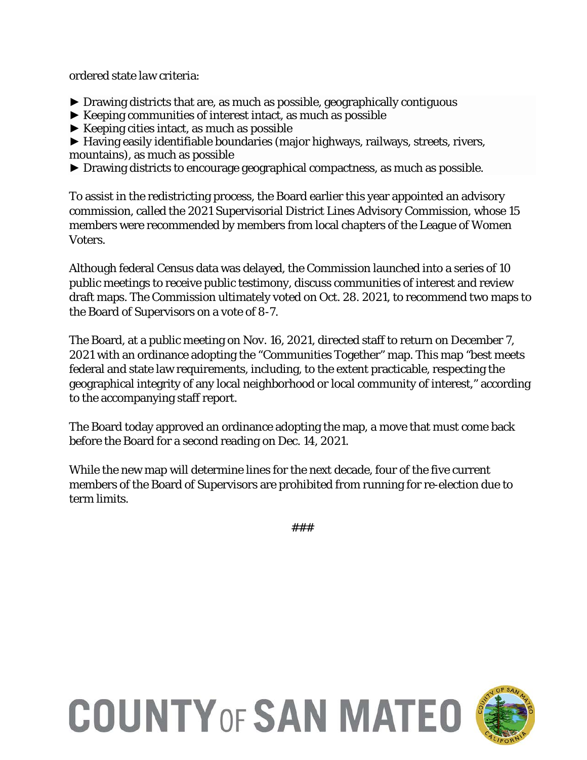ordered state law criteria:

► Drawing districts that are, as much as possible, geographically contiguous
► Keeping communities of interest intact, as much as possible
► Keeping cities intact, as much as possible
► Having easily identifiable boundaries (major highways, railways, streets, rivers, mountains), as much as possible
► Drawing districts to encourage geographical compactness, as much as possible.

To assist in the redistricting process, the Board earlier this year appointed an advisory commission, called the 2021 Supervisorial District Lines Advisory Commission, whose 15 members were recommended by members from local chapters of the League of Women Voters.

Although federal Census data was delayed, the Commission launched into a series of 10 public meetings to receive public testimony, discuss communities of interest and review draft maps. The Commission ultimately voted on Oct. 28. 2021, to recommend two maps to the Board of Supervisors on a vote of 8-7.

The Board, at a public meeting on Nov. 16, 2021, directed staff to return on December 7, 2021 with an ordinance adopting the "Communities Together" map. This map "best meets federal and state law requirements, including, to the extent practicable, respecting the geographical integrity of any local neighborhood or local community of interest," according to the accompanying staff report.

The Board today approved an ordinance adopting the map, a move that must come back before the Board for a second reading on Dec. 14, 2021.

While the new map will determine lines for the next decade, four of the five current members of the Board of Supervisors are prohibited from running for re-election due to term limits.

###

COUNTY OF SAN MATEO